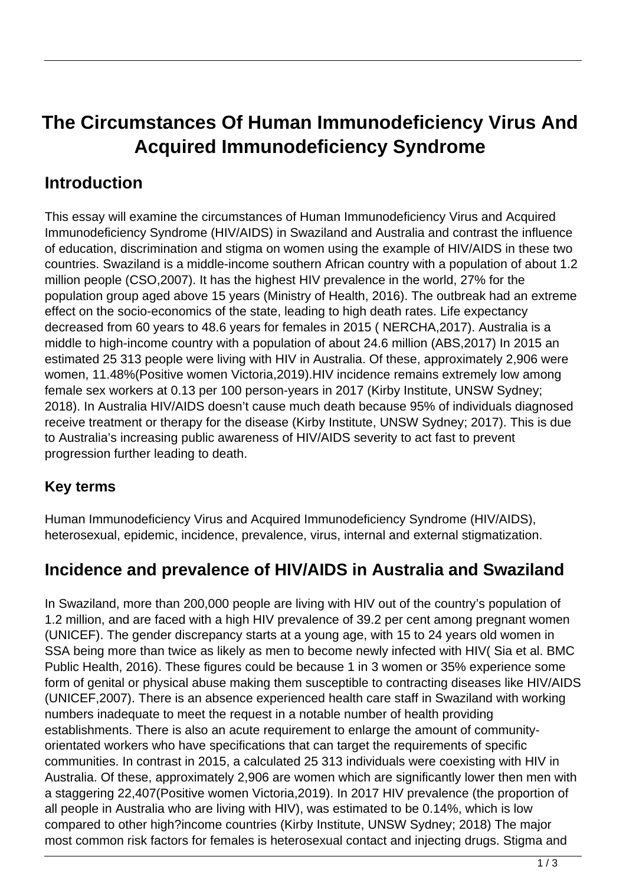# The Circumstances Of Human Immunodeficiency Virus And Acquired Immunodeficiency Syndrome

## Introduction

This essay will examine the circumstances of Human Immunodeficiency Virus and Acquired Immunodeficiency Syndrome (HIV/AIDS) in Swaziland and Australia and contrast the influence of education, discrimination and stigma on women using the example of HIV/AIDS in these two countries. Swaziland is a middle-income southern African country with a population of about 1.2 million people (CSO,2007). It has the highest HIV prevalence in the world, 27% for the population group aged above 15 years (Ministry of Health, 2016). The outbreak had an extreme effect on the socio-economics of the state, leading to high death rates. Life expectancy decreased from 60 years to 48.6 years for females in 2015 ( NERCHA,2017). Australia is a middle to high-income country with a population of about 24.6 million (ABS,2017) In 2015 an estimated 25 313 people were living with HIV in Australia. Of these, approximately 2,906 were women, 11.48%(Positive women Victoria,2019).HIV incidence remains extremely low among female sex workers at 0.13 per 100 person-years in 2017 (Kirby Institute, UNSW Sydney; 2018). In Australia HIV/AIDS doesn't cause much death because 95% of individuals diagnosed receive treatment or therapy for the disease (Kirby Institute, UNSW Sydney; 2017). This is due to Australia's increasing public awareness of HIV/AIDS severity to act fast to prevent progression further leading to death.

### Key terms

Human Immunodeficiency Virus and Acquired Immunodeficiency Syndrome (HIV/AIDS), heterosexual, epidemic, incidence, prevalence, virus, internal and external stigmatization.

## Incidence and prevalence of HIV/AIDS in Australia and Swaziland

In Swaziland, more than 200,000 people are living with HIV out of the country's population of 1.2 million, and are faced with a high HIV prevalence of 39.2 per cent among pregnant women (UNICEF). The gender discrepancy starts at a young age, with 15 to 24 years old women in SSA being more than twice as likely as men to become newly infected with HIV( Sia et al. BMC Public Health, 2016). These figures could be because 1 in 3 women or 35% experience some form of genital or physical abuse making them susceptible to contracting diseases like HIV/AIDS (UNICEF,2007). There is an absence experienced health care staff in Swaziland with working numbers inadequate to meet the request in a notable number of health providing establishments. There is also an acute requirement to enlarge the amount of community-orientated workers who have specifications that can target the requirements of specific communities. In contrast in 2015, a calculated 25 313 individuals were coexisting with HIV in Australia. Of these, approximately 2,906 are women which are significantly lower then men with a staggering 22,407(Positive women Victoria,2019). In 2017 HIV prevalence (the proportion of all people in Australia who are living with HIV), was estimated to be 0.14%, which is low compared to other high?income countries (Kirby Institute, UNSW Sydney; 2018) The major most common risk factors for females is heterosexual contact and injecting drugs. Stigma and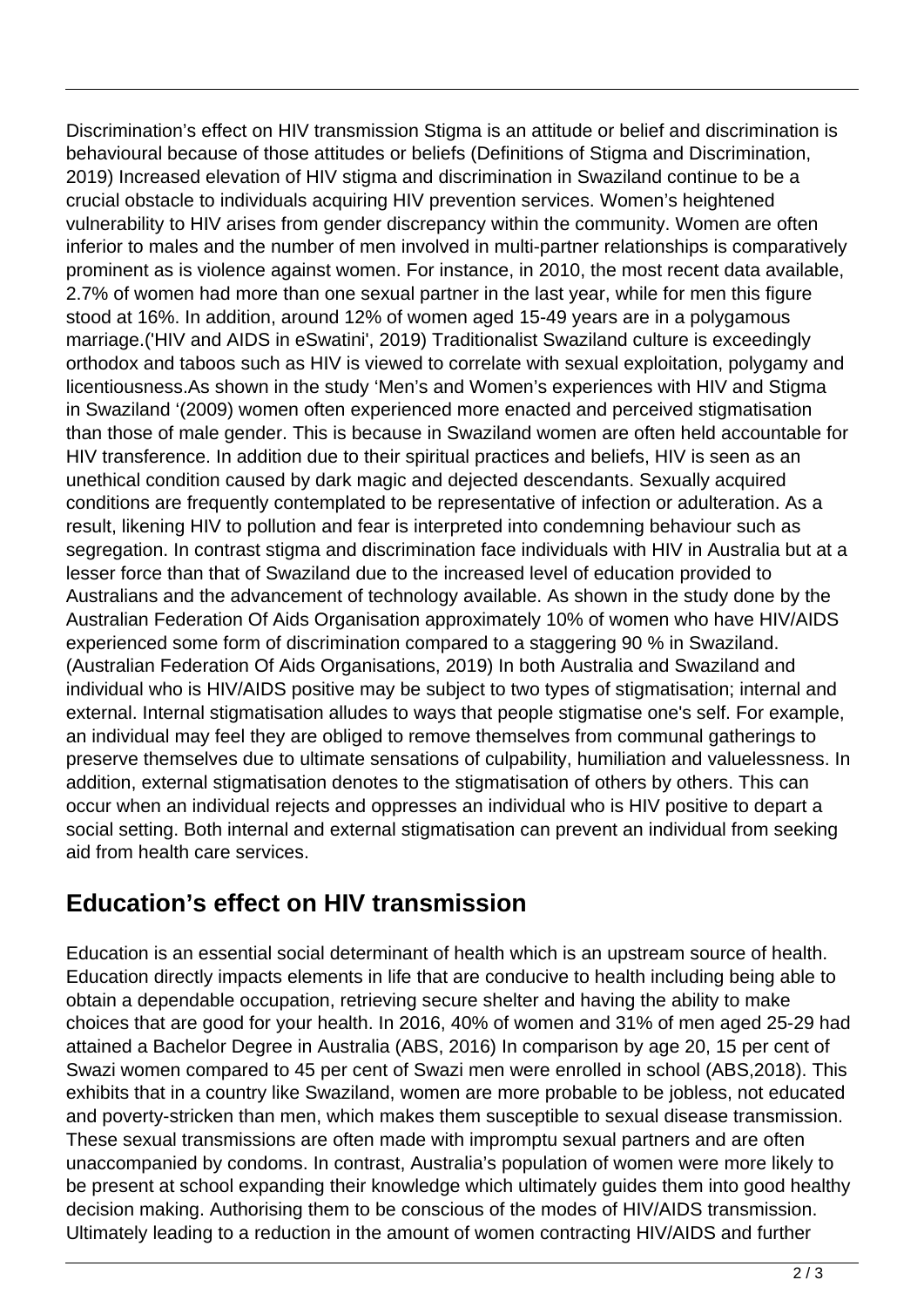Discrimination's effect on HIV transmission Stigma is an attitude or belief and discrimination is behavioural because of those attitudes or beliefs (Definitions of Stigma and Discrimination, 2019) Increased elevation of HIV stigma and discrimination in Swaziland continue to be a crucial obstacle to individuals acquiring HIV prevention services. Women's heightened vulnerability to HIV arises from gender discrepancy within the community. Women are often inferior to males and the number of men involved in multi-partner relationships is comparatively prominent as is violence against women. For instance, in 2010, the most recent data available, 2.7% of women had more than one sexual partner in the last year, while for men this figure stood at 16%. In addition, around 12% of women aged 15-49 years are in a polygamous marriage.('HIV and AIDS in eSwatini', 2019) Traditionalist Swaziland culture is exceedingly orthodox and taboos such as HIV is viewed to correlate with sexual exploitation, polygamy and licentiousness.As shown in the study 'Men's and Women's experiences with HIV and Stigma in Swaziland '(2009) women often experienced more enacted and perceived stigmatisation than those of male gender. This is because in Swaziland women are often held accountable for HIV transference. In addition due to their spiritual practices and beliefs, HIV is seen as an unethical condition caused by dark magic and dejected descendants. Sexually acquired conditions are frequently contemplated to be representative of infection or adulteration. As a result, likening HIV to pollution and fear is interpreted into condemning behaviour such as segregation. In contrast stigma and discrimination face individuals with HIV in Australia but at a lesser force than that of Swaziland due to the increased level of education provided to Australians and the advancement of technology available. As shown in the study done by the Australian Federation Of Aids Organisation approximately 10% of women who have HIV/AIDS experienced some form of discrimination compared to a staggering 90 % in Swaziland. (Australian Federation Of Aids Organisations, 2019) In both Australia and Swaziland and individual who is HIV/AIDS positive may be subject to two types of stigmatisation; internal and external. Internal stigmatisation alludes to ways that people stigmatise one's self. For example, an individual may feel they are obliged to remove themselves from communal gatherings to preserve themselves due to ultimate sensations of culpability, humiliation and valuelessness. In addition, external stigmatisation denotes to the stigmatisation of others by others. This can occur when an individual rejects and oppresses an individual who is HIV positive to depart a social setting. Both internal and external stigmatisation can prevent an individual from seeking aid from health care services.

## Education's effect on HIV transmission

Education is an essential social determinant of health which is an upstream source of health. Education directly impacts elements in life that are conducive to health including being able to obtain a dependable occupation, retrieving secure shelter and having the ability to make choices that are good for your health. In 2016, 40% of women and 31% of men aged 25-29 had attained a Bachelor Degree in Australia (ABS, 2016) In comparison by age 20, 15 per cent of Swazi women compared to 45 per cent of Swazi men were enrolled in school (ABS,2018). This exhibits that in a country like Swaziland, women are more probable to be jobless, not educated and poverty-stricken than men, which makes them susceptible to sexual disease transmission. These sexual transmissions are often made with impromptu sexual partners and are often unaccompanied by condoms. In contrast, Australia's population of women were more likely to be present at school expanding their knowledge which ultimately guides them into good healthy decision making. Authorising them to be conscious of the modes of HIV/AIDS transmission. Ultimately leading to a reduction in the amount of women contracting HIV/AIDS and further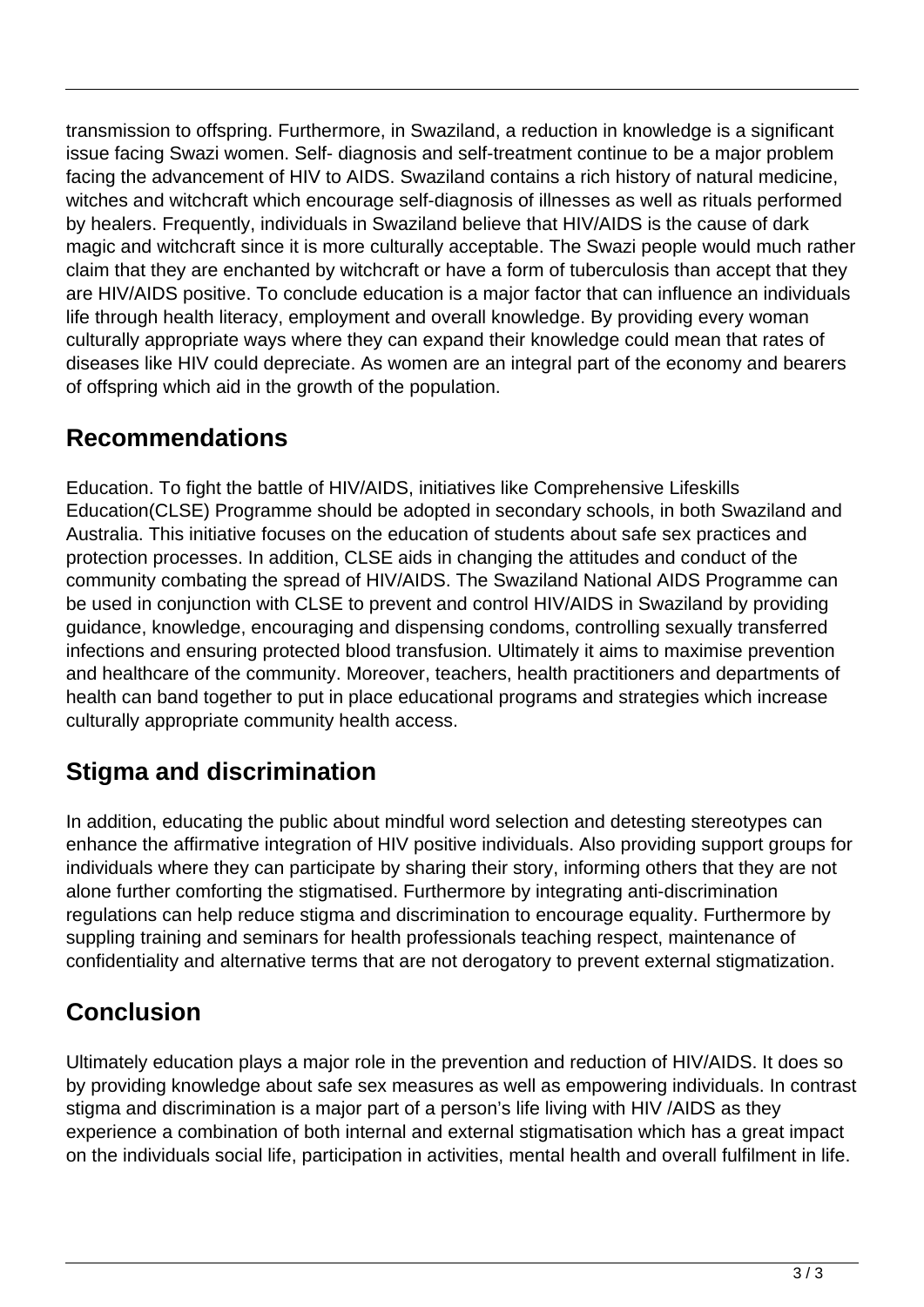transmission to offspring. Furthermore, in Swaziland, a reduction in knowledge is a significant issue facing Swazi women. Self- diagnosis and self-treatment continue to be a major problem facing the advancement of HIV to AIDS. Swaziland contains a rich history of natural medicine, witches and witchcraft which encourage self-diagnosis of illnesses as well as rituals performed by healers. Frequently, individuals in Swaziland believe that HIV/AIDS is the cause of dark magic and witchcraft since it is more culturally acceptable. The Swazi people would much rather claim that they are enchanted by witchcraft or have a form of tuberculosis than accept that they are HIV/AIDS positive. To conclude education is a major factor that can influence an individuals life through health literacy, employment and overall knowledge. By providing every woman culturally appropriate ways where they can expand their knowledge could mean that rates of diseases like HIV could depreciate. As women are an integral part of the economy and bearers of offspring which aid in the growth of the population.

## Recommendations

Education. To fight the battle of HIV/AIDS, initiatives like Comprehensive Lifeskills Education(CLSE) Programme should be adopted in secondary schools, in both Swaziland and Australia. This initiative focuses on the education of students about safe sex practices and protection processes. In addition, CLSE aids in changing the attitudes and conduct of the community combating the spread of HIV/AIDS. The Swaziland National AIDS Programme can be used in conjunction with CLSE to prevent and control HIV/AIDS in Swaziland by providing guidance, knowledge, encouraging and dispensing condoms, controlling sexually transferred infections and ensuring protected blood transfusion. Ultimately it aims to maximise prevention and healthcare of the community. Moreover, teachers, health practitioners and departments of health can band together to put in place educational programs and strategies which increase culturally appropriate community health access.

## Stigma and discrimination

In addition, educating the public about mindful word selection and detesting stereotypes can enhance the affirmative integration of HIV positive individuals. Also providing support groups for individuals where they can participate by sharing their story, informing others that they are not alone further comforting the stigmatised. Furthermore by integrating anti-discrimination regulations can help reduce stigma and discrimination to encourage equality. Furthermore by suppling training and seminars for health professionals teaching respect, maintenance of confidentiality and alternative terms that are not derogatory to prevent external stigmatization.

## Conclusion

Ultimately education plays a major role in the prevention and reduction of HIV/AIDS. It does so by providing knowledge about safe sex measures as well as empowering individuals. In contrast stigma and discrimination is a major part of a person's life living with HIV /AIDS as they experience a combination of both internal and external stigmatisation which has a great impact on the individuals social life, participation in activities, mental health and overall fulfilment in life.